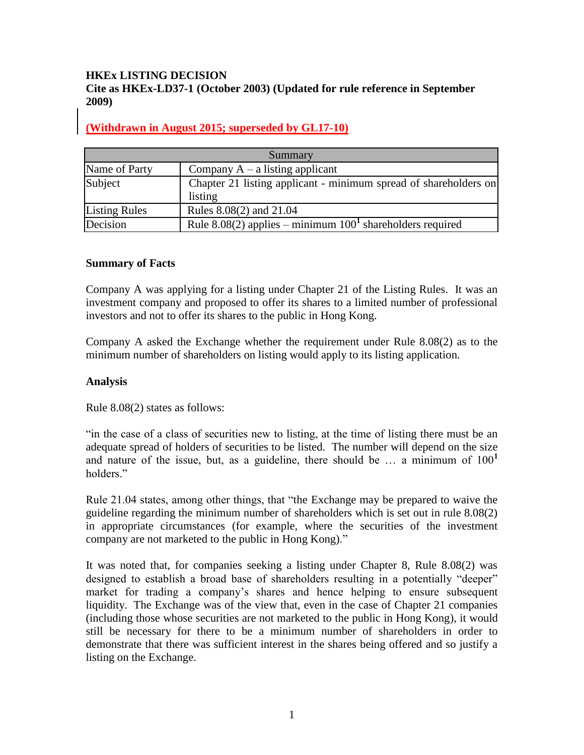**HKEx LISTING DECISION**
**Cite as HKEx-LD37-1 (October 2003) (Updated for rule reference in September 2009)**

**(Withdrawn in August 2015; superseded by GL17-10)**

| Summary | |
|---|---|
| Name of Party | Company A – a listing applicant |
| Subject | Chapter 21 listing applicant - minimum spread of shareholders on listing |
| Listing Rules | Rules 8.08(2) and 21.04 |
| Decision | Rule 8.08(2) applies – minimum 100[1] shareholders required |

**Summary of Facts**

Company A was applying for a listing under Chapter 21 of the Listing Rules. It was an investment company and proposed to offer its shares to a limited number of professional investors and not to offer its shares to the public in Hong Kong.

Company A asked the Exchange whether the requirement under Rule 8.08(2) as to the minimum number of shareholders on listing would apply to its listing application.

**Analysis**

Rule 8.08(2) states as follows:

"in the case of a class of securities new to listing, at the time of listing there must be an adequate spread of holders of securities to be listed. The number will depend on the size and nature of the issue, but, as a guideline, there should be … a minimum of 100[1] holders."

Rule 21.04 states, among other things, that "the Exchange may be prepared to waive the guideline regarding the minimum number of shareholders which is set out in rule 8.08(2) in appropriate circumstances (for example, where the securities of the investment company are not marketed to the public in Hong Kong)."

It was noted that, for companies seeking a listing under Chapter 8, Rule 8.08(2) was designed to establish a broad base of shareholders resulting in a potentially "deeper" market for trading a company's shares and hence helping to ensure subsequent liquidity. The Exchange was of the view that, even in the case of Chapter 21 companies (including those whose securities are not marketed to the public in Hong Kong), it would still be necessary for there to be a minimum number of shareholders in order to demonstrate that there was sufficient interest in the shares being offered and so justify a listing on the Exchange.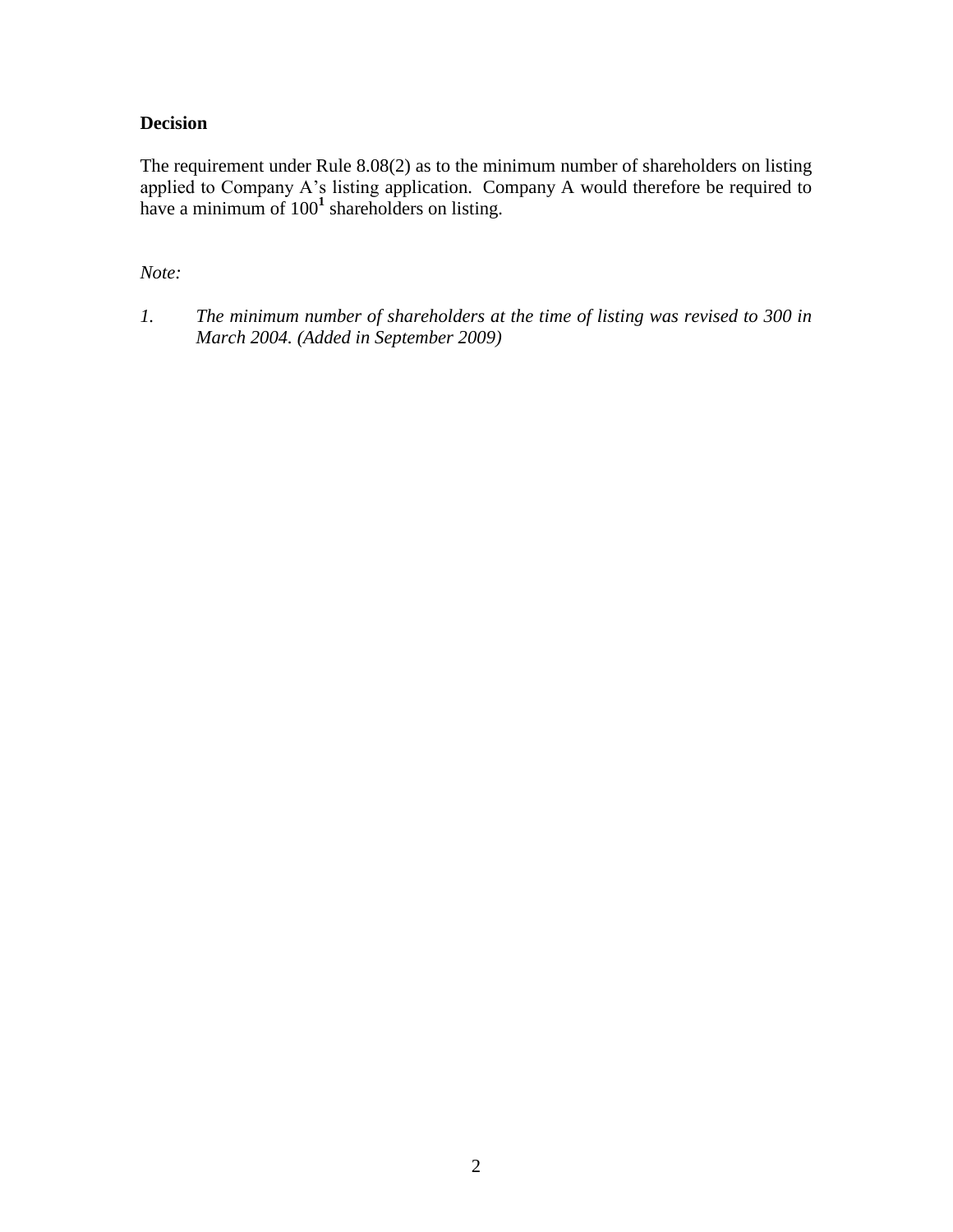**Decision**

The requirement under Rule 8.08(2) as to the minimum number of shareholders on listing applied to Company A's listing application. Company A would therefore be required to have a minimum of 100[1] shareholders on listing.

*Note:*

1. *The minimum number of shareholders at the time of listing was revised to 300 in March 2004. (Added in September 2009)*